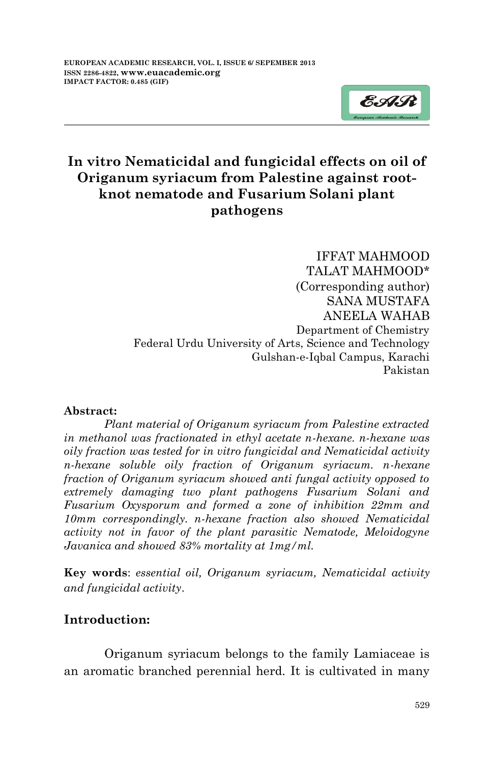# In vitro Nematicidal and fungicidal effects on oil of Origanum syriacum from Palestine against root-knot nematode and Fusarium Solani plant pathogens

IFFAT MAHMOOD
TALAT MAHMOOD*
(Corresponding author)
SANA MUSTAFA
ANEELA WAHAB
Department of Chemistry
Federal Urdu University of Arts, Science and Technology
Gulshan-e-Iqbal Campus, Karachi
Pakistan

**Abstract:**

*Plant material of Origanum syriacum from Palestine extracted in methanol was fractionated in ethyl acetate n-hexane. n-hexane was oily fraction was tested for in vitro fungicidal and Nematicidal activity n-hexane soluble oily fraction of Origanum syriacum. n-hexane fraction of Origanum syriacum showed anti fungal activity opposed to extremely damaging two plant pathogens Fusarium Solani and Fusarium Oxysporum and formed a zone of inhibition 22mm and 10mm correspondingly. n-hexane fraction also showed Nematicidal activity not in favor of the plant parasitic Nematode, Meloidogyne Javanica and showed 83% mortality at 1mg/ml.*

**Key words**: *essential oil, Origanum syriacum, Nematicidal activity and fungicidal activity*.

## Introduction:

Origanum syriacum belongs to the family Lamiaceae is an aromatic branched perennial herd. It is cultivated in many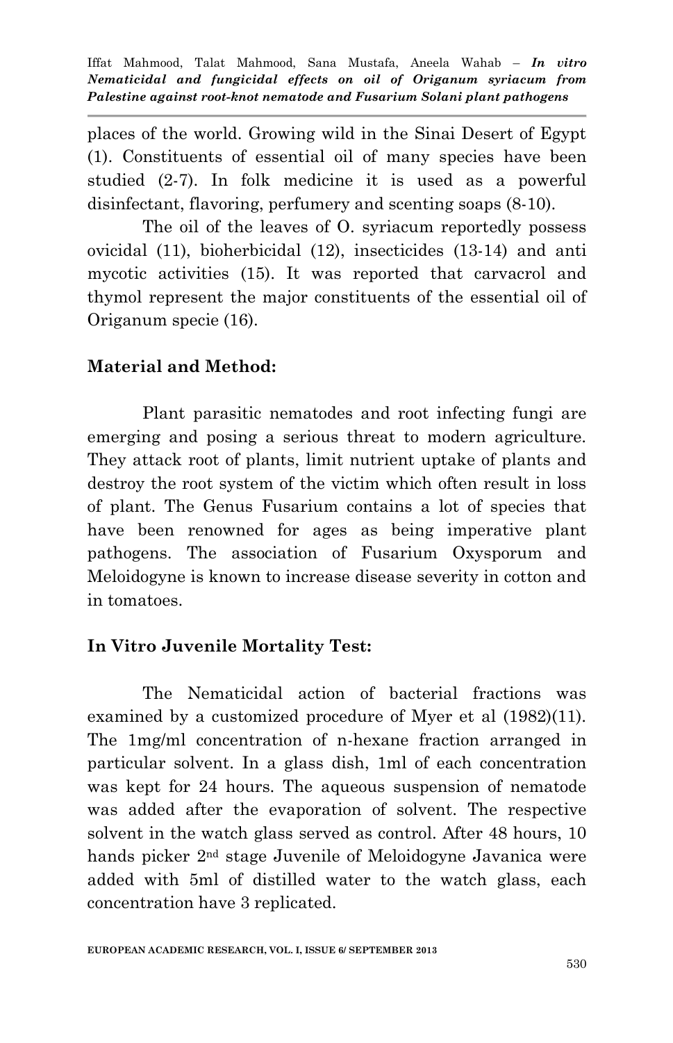places of the world. Growing wild in the Sinai Desert of Egypt (1). Constituents of essential oil of many species have been studied (2-7). In folk medicine it is used as a powerful disinfectant, flavoring, perfumery and scenting soaps (8-10).

The oil of the leaves of O. syriacum reportedly possess ovicidal (11), bioherbicidal (12), insecticides (13-14) and anti mycotic activities (15). It was reported that carvacrol and thymol represent the major constituents of the essential oil of Origanum specie (16).

## Material and Method:

Plant parasitic nematodes and root infecting fungi are emerging and posing a serious threat to modern agriculture. They attack root of plants, limit nutrient uptake of plants and destroy the root system of the victim which often result in loss of plant. The Genus Fusarium contains a lot of species that have been renowned for ages as being imperative plant pathogens. The association of Fusarium Oxysporum and Meloidogyne is known to increase disease severity in cotton and in tomatoes.

## In Vitro Juvenile Mortality Test:

The Nematicidal action of bacterial fractions was examined by a customized procedure of Myer et al (1982)(11). The 1mg/ml concentration of n-hexane fraction arranged in particular solvent. In a glass dish, 1ml of each concentration was kept for 24 hours. The aqueous suspension of nematode was added after the evaporation of solvent. The respective solvent in the watch glass served as control. After 48 hours, 10 hands picker 2nd stage Juvenile of Meloidogyne Javanica were added with 5ml of distilled water to the watch glass, each concentration have 3 replicated.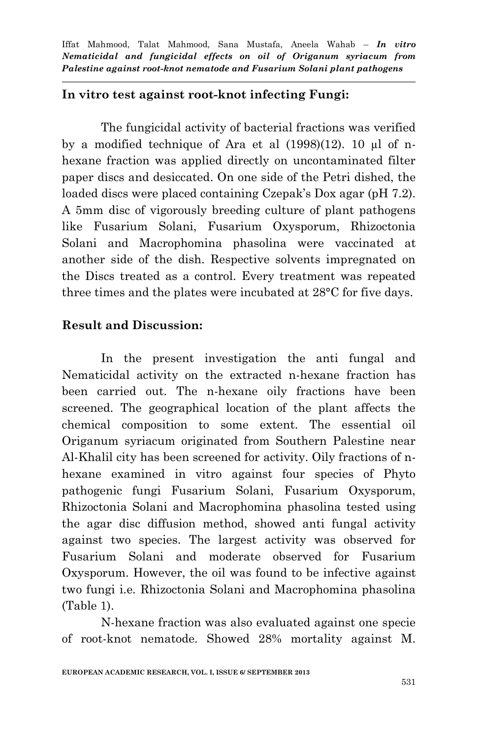## In vitro test against root-knot infecting Fungi:

The fungicidal activity of bacterial fractions was verified by a modified technique of Ara et al (1998)(12). 10 μl of n-hexane fraction was applied directly on uncontaminated filter paper discs and desiccated. On one side of the Petri dished, the loaded discs were placed containing Czepak's Dox agar (pH 7.2). A 5mm disc of vigorously breeding culture of plant pathogens like Fusarium Solani, Fusarium Oxysporum, Rhizoctonia Solani and Macrophomina phasolina were vaccinated at another side of the dish. Respective solvents impregnated on the Discs treated as a control. Every treatment was repeated three times and the plates were incubated at 28°C for five days.

## Result and Discussion:

In the present investigation the anti fungal and Nematicidal activity on the extracted n-hexane fraction has been carried out. The n-hexane oily fractions have been screened. The geographical location of the plant affects the chemical composition to some extent. The essential oil Origanum syriacum originated from Southern Palestine near Al-Khalil city has been screened for activity. Oily fractions of n-hexane examined in vitro against four species of Phyto pathogenic fungi Fusarium Solani, Fusarium Oxysporum, Rhizoctonia Solani and Macrophomina phasolina tested using the agar disc diffusion method, showed anti fungal activity against two species. The largest activity was observed for Fusarium Solani and moderate observed for Fusarium Oxysporum. However, the oil was found to be infective against two fungi i.e. Rhizoctonia Solani and Macrophomina phasolina (Table 1).

N-hexane fraction was also evaluated against one specie of root-knot nematode. Showed 28% mortality against M.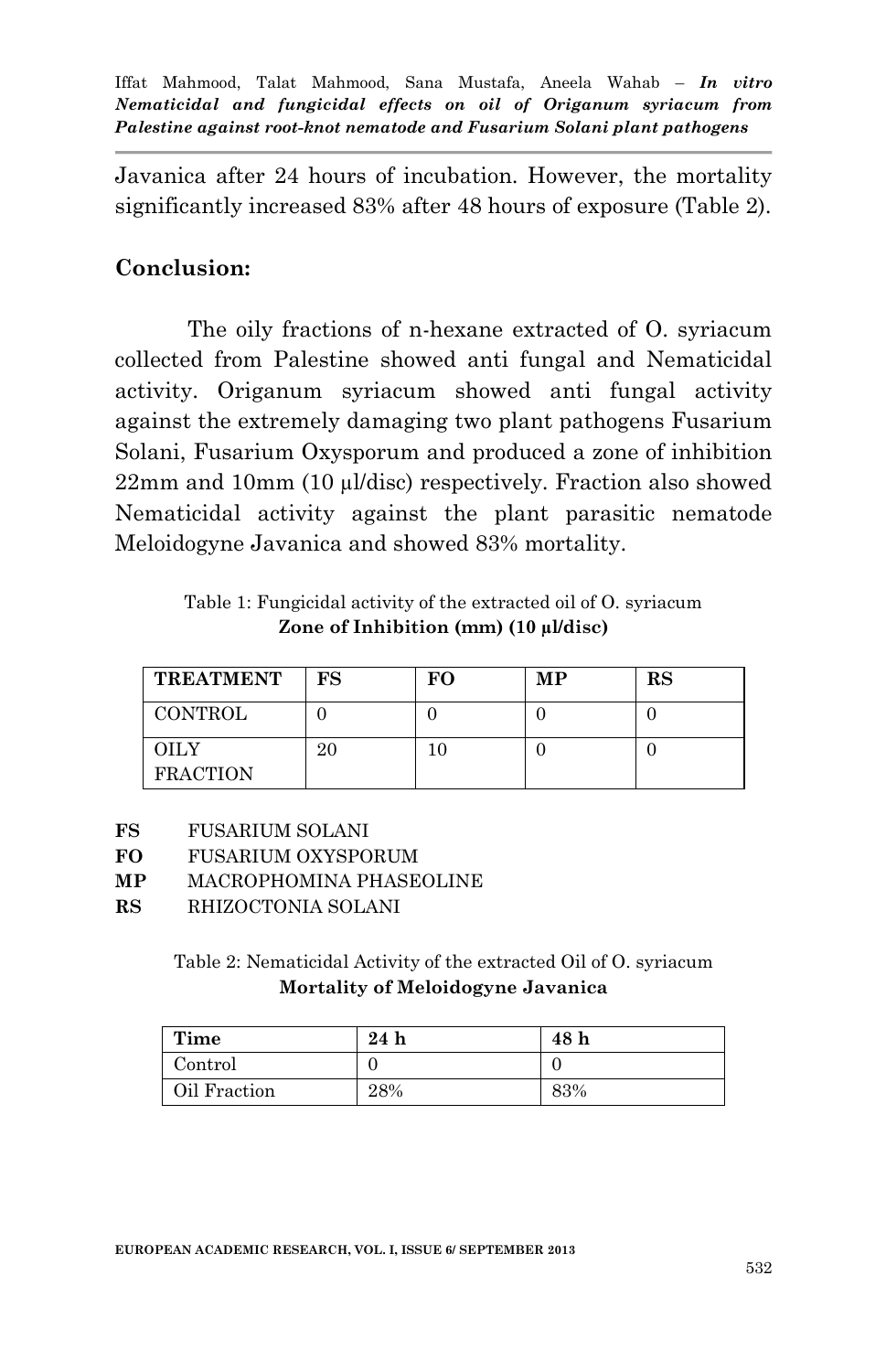Javanica after 24 hours of incubation. However, the mortality significantly increased 83% after 48 hours of exposure (Table 2).

## Conclusion:

The oily fractions of n-hexane extracted of O. syriacum collected from Palestine showed anti fungal and Nematicidal activity. Origanum syriacum showed anti fungal activity against the extremely damaging two plant pathogens Fusarium Solani, Fusarium Oxysporum and produced a zone of inhibition 22mm and 10mm (10 µl/disc) respectively. Fraction also showed Nematicidal activity against the plant parasitic nematode Meloidogyne Javanica and showed 83% mortality.

Table 1: Fungicidal activity of the extracted oil of O. syriacum
**Zone of Inhibition (mm) (10 µl/disc)**

| TREATMENT | FS | FO | MP | RS |
|---|---|---|---|---|
| CONTROL | 0 | 0 | 0 | 0 |
| OILY FRACTION | 20 | 10 | 0 | 0 |

**FS** FUSARIUM SOLANI
**FO** FUSARIUM OXYSPORUM
**MP** MACROPHOMINA PHASEOLINE
**RS** RHIZOCTONIA SOLANI

Table 2: Nematicidal Activity of the extracted Oil of O. syriacum
**Mortality of Meloidogyne Javanica**

| Time | 24 h | 48 h |
|---|---|---|
| Control | 0 | 0 |
| Oil Fraction | 28% | 83% |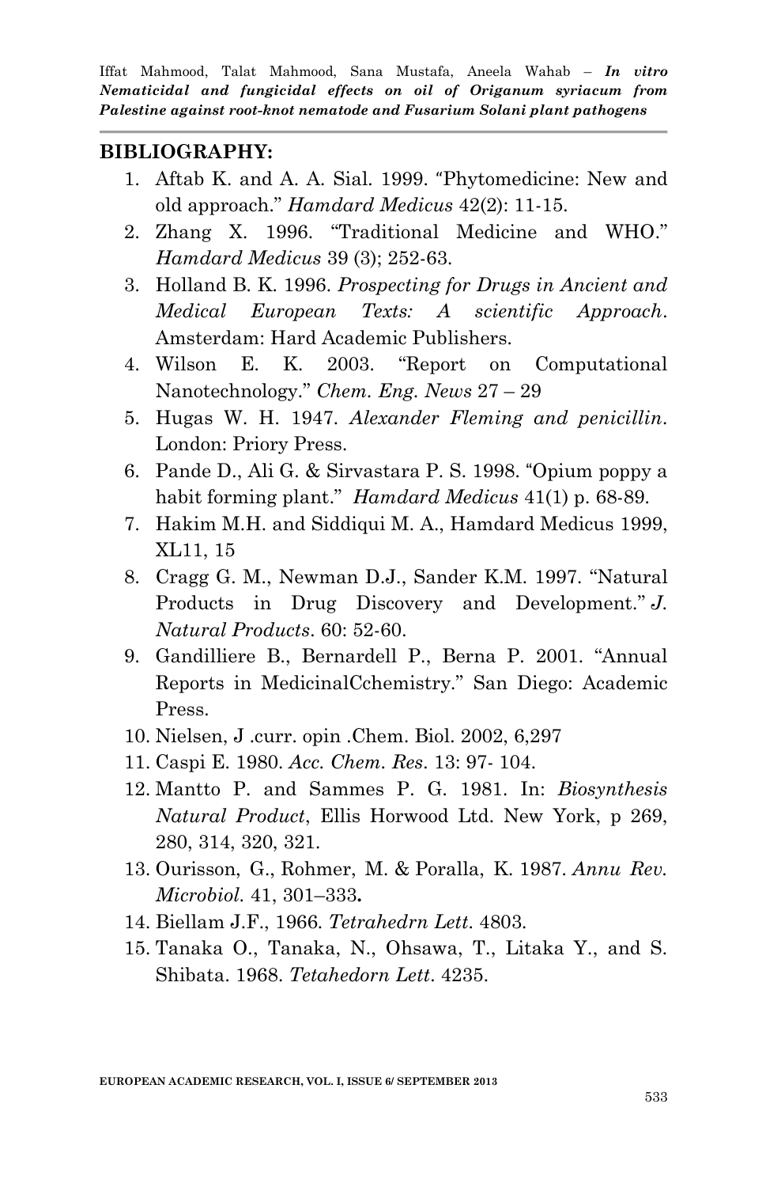## BIBLIOGRAPHY:

1. Aftab K. and A. A. Sial. 1999. "Phytomedicine: New and old approach." *Hamdard Medicus* 42(2): 11-15.
2. Zhang X. 1996. "Traditional Medicine and WHO." *Hamdard Medicus* 39 (3); 252-63.
3. Holland B. K. 1996. *Prospecting for Drugs in Ancient and Medical European Texts: A scientific Approach*. Amsterdam: Hard Academic Publishers.
4. Wilson E. K. 2003. "Report on Computational Nanotechnology." *Chem. Eng. News* 27 – 29
5. Hugas W. H. 1947. *Alexander Fleming and penicillin*. London: Priory Press.
6. Pande D., Ali G. & Sirvastara P. S. 1998. "Opium poppy a habit forming plant." *Hamdard Medicus* 41(1) p. 68-89.
7. Hakim M.H. and Siddiqui M. A., Hamdard Medicus 1999, XL11, 15
8. Cragg G. M., Newman D.J., Sander K.M. 1997. "Natural Products in Drug Discovery and Development." *J. Natural Products*. 60: 52-60.
9. Gandilliere B., Bernardell P., Berna P. 2001. "Annual Reports in MedicinalCchemistry." San Diego: Academic Press.
10. Nielsen, J .curr. opin .Chem. Biol. 2002, 6,297
11. Caspi E. 1980. *Acc. Chem. Res*. 13: 97- 104.
12. Mantto P. and Sammes P. G. 1981. In: *Biosynthesis Natural Product*, Ellis Horwood Ltd. New York, p 269, 280, 314, 320, 321.
13. Ourisson, G., Rohmer, M. & Poralla, K. 1987. *Annu Rev. Microbiol.* 41, 301–333**.**
14. Biellam J.F., 1966. *Tetrahedrn Lett*. 4803.
15. Tanaka O., Tanaka, N., Ohsawa, T., Litaka Y., and S. Shibata. 1968. *Tetahedorn Lett*. 4235.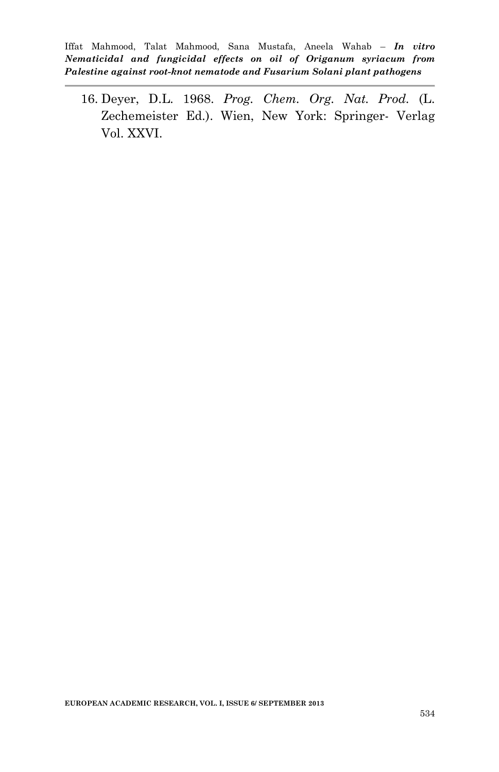16. Deyer, D.L. 1968. *Prog. Chem. Org. Nat. Prod.* (L. Zechemeister Ed.). Wien, New York: Springer- Verlag Vol. XXVI.